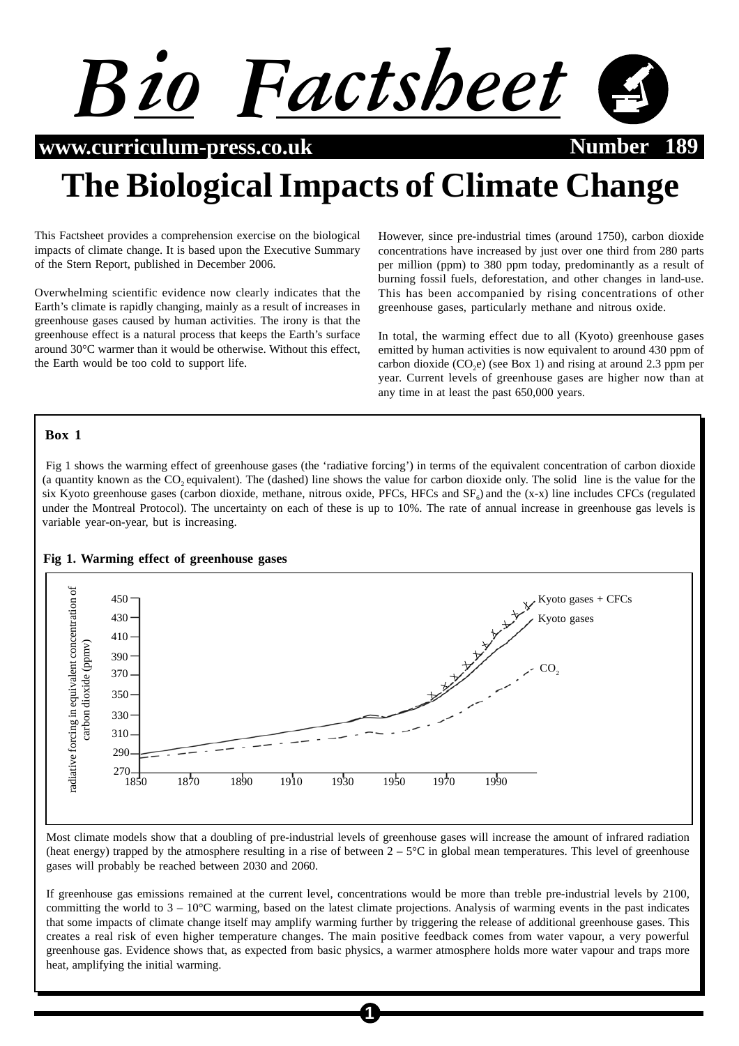# Bio Factsheet

www.curriculum-press.co.uk — Number 189

# The Biological Impacts of Climate Change

This Factsheet provides a comprehension exercise on the biological impacts of climate change. It is based upon the Executive Summary of the Stern Report, published in December 2006.

Overwhelming scientific evidence now clearly indicates that the Earth's climate is rapidly changing, mainly as a result of increases in greenhouse gases caused by human activities. The irony is that the greenhouse effect is a natural process that keeps the Earth's surface around 30°C warmer than it would be otherwise. Without this effect, the Earth would be too cold to support life.

However, since pre-industrial times (around 1750), carbon dioxide concentrations have increased by just over one third from 280 parts per million (ppm) to 380 ppm today, predominantly as a result of burning fossil fuels, deforestation, and other changes in land-use. This has been accompanied by rising concentrations of other greenhouse gases, particularly methane and nitrous oxide.

In total, the warming effect due to all (Kyoto) greenhouse gases emitted by human activities is now equivalent to around 430 ppm of carbon dioxide ($CO_2e$) (see Box 1) and rising at around 2.3 ppm per year. Current levels of greenhouse gases are higher now than at any time in at least the past 650,000 years.

**Box 1**

Fig 1 shows the warming effect of greenhouse gases (the 'radiative forcing') in terms of the equivalent concentration of carbon dioxide (a quantity known as the $CO_2$ equivalent). The (dashed) line shows the value for carbon dioxide only. The solid line is the value for the six Kyoto greenhouse gases (carbon dioxide, methane, nitrous oxide, PFCs, HFCs and $SF_6$) and the (x-x) line includes CFCs (regulated under the Montreal Protocol). The uncertainty on each of these is up to 10%. The rate of annual increase in greenhouse gas levels is variable year-on-year, but is increasing.

**Fig 1. Warming effect of greenhouse gases**

Most climate models show that a doubling of pre-industrial levels of greenhouse gases will increase the amount of infrared radiation (heat energy) trapped by the atmosphere resulting in a rise of between 2 – 5°C in global mean temperatures. This level of greenhouse gases will probably be reached between 2030 and 2060.

If greenhouse gas emissions remained at the current level, concentrations would be more than treble pre-industrial levels by 2100, committing the world to 3 – 10°C warming, based on the latest climate projections. Analysis of warming events in the past indicates that some impacts of climate change itself may amplify warming further by triggering the release of additional greenhouse gases. This creates a real risk of even higher temperature changes. The main positive feedback comes from water vapour, a very powerful greenhouse gas. Evidence shows that, as expected from basic physics, a warmer atmosphere holds more water vapour and traps more heat, amplifying the initial warming.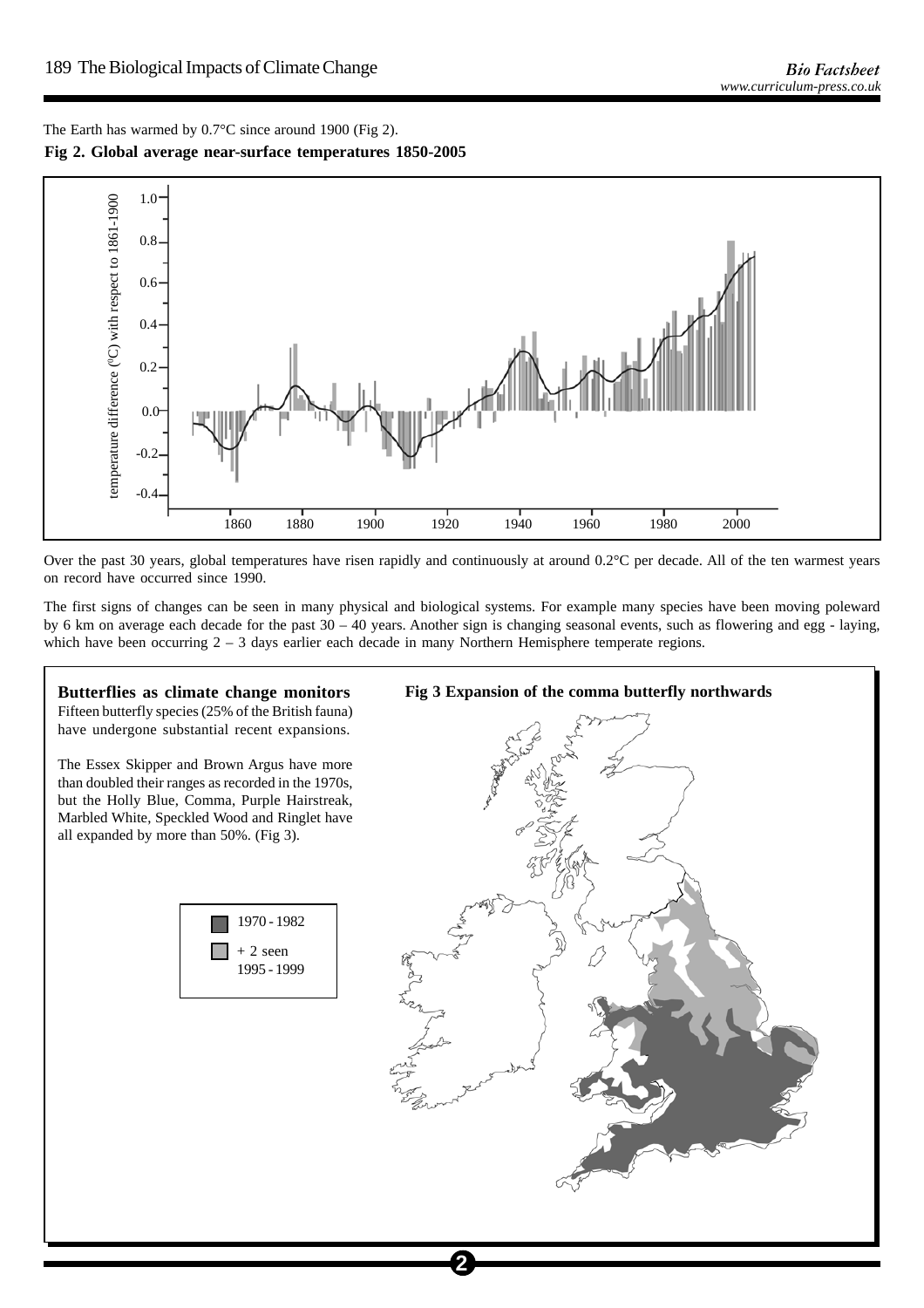The Earth has warmed by 0.7°C since around 1900 (Fig 2).

**Fig 2. Global average near-surface temperatures 1850-2005**

Over the past 30 years, global temperatures have risen rapidly and continuously at around 0.2°C per decade. All of the ten warmest years on record have occurred since 1990.

The first signs of changes can be seen in many physical and biological systems. For example many species have been moving poleward by 6 km on average each decade for the past 30 – 40 years. Another sign is changing seasonal events, such as flowering and egg - laying, which have been occurring 2 – 3 days earlier each decade in many Northern Hemisphere temperate regions.

**Butterflies as climate change monitors**

Fifteen butterfly species (25% of the British fauna) have undergone substantial recent expansions.

The Essex Skipper and Brown Argus have more than doubled their ranges as recorded in the 1970s, but the Holly Blue, Comma, Purple Hairstreak, Marbled White, Speckled Wood and Ringlet have all expanded by more than 50%. (Fig 3).

**Fig 3 Expansion of the comma butterfly northwards**

1970 - 1982

+ 2 seen 1995 - 1999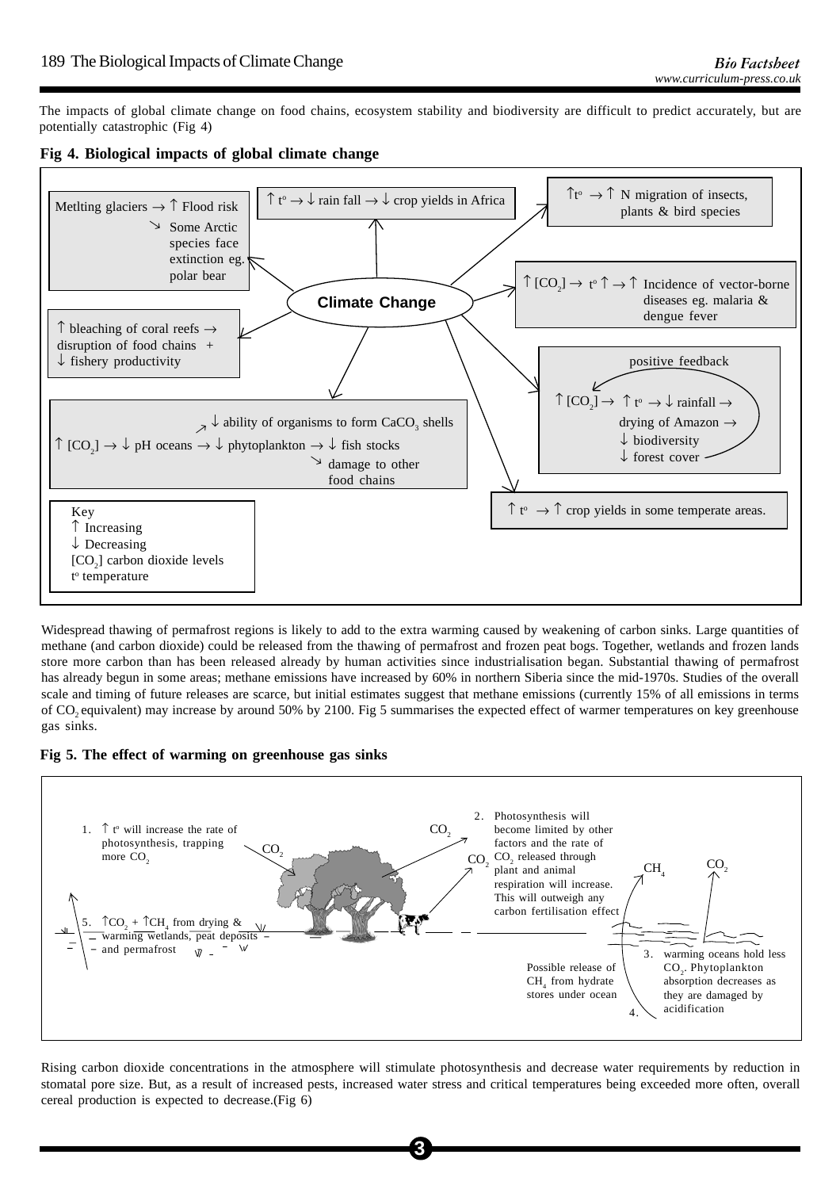The impacts of global climate change on food chains, ecosystem stability and biodiversity are difficult to predict accurately, but are potentially catastrophic (Fig 4)

**Fig 4. Biological impacts of global climate change**

**Climate Change**

- Metlting glaciers → ↑ Flood risk
  - ↘ Some Arctic species face extinction eg. polar bear
- ↑ t° → ↓ rain fall → ↓ crop yields in Africa
- ↑t° → ↑ N migration of insects, plants & bird species
- ↑ $[CO_2]$ → t° ↑ → ↑ Incidence of vector-borne diseases eg. malaria & dengue fever
- ↑ bleaching of coral reefs → disruption of food chains + ↓ fishery productivity
- positive feedback: ↑ $[CO_2]$ → ↑ t° → ↓ rainfall → drying of Amazon → ↓ biodiversity ↓ forest cover
- ↑ $[CO_2]$ → ↓ pH oceans → ↓ phytoplankton → ↓ fish stocks
  - ↗ ↓ ability of organisms to form $CaCO_3$ shells
  - ↘ damage to other food chains
- ↑ t° → ↑ crop yields in some temperate areas.

Key
↑ Increasing
↓ Decreasing
$[CO_2]$ carbon dioxide levels
t° temperature

Widespread thawing of permafrost regions is likely to add to the extra warming caused by weakening of carbon sinks. Large quantities of methane (and carbon dioxide) could be released from the thawing of permafrost and frozen peat bogs. Together, wetlands and frozen lands store more carbon than has been released already by human activities since industrialisation began. Substantial thawing of permafrost has already begun in some areas; methane emissions have increased by 60% in northern Siberia since the mid-1970s. Studies of the overall scale and timing of future releases are scarce, but initial estimates suggest that methane emissions (currently 15% of all emissions in terms of $CO_2$ equivalent) may increase by around 50% by 2100. Fig 5 summarises the expected effect of warmer temperatures on key greenhouse gas sinks.

**Fig 5. The effect of warming on greenhouse gas sinks**

1. ↑ t° will increase the rate of photosynthesis, trapping more $CO_2$
2. Photosynthesis will become limited by other factors and the rate of $CO_2$ released through plant and animal respiration will increase. This will outweigh any carbon fertilisation effect
3. warming oceans hold less $CO_2$. Phytoplankton absorption decreases as they are damaged by acidification
4. Possible release of $CH_4$ from hydrate stores under ocean
5. ↑$CO_2$ + ↑$CH_4$ from drying & warming wetlands, peat deposits and permafrost

Rising carbon dioxide concentrations in the atmosphere will stimulate photosynthesis and decrease water requirements by reduction in stomatal pore size. But, as a result of increased pests, increased water stress and critical temperatures being exceeded more often, overall cereal production is expected to decrease.(Fig 6)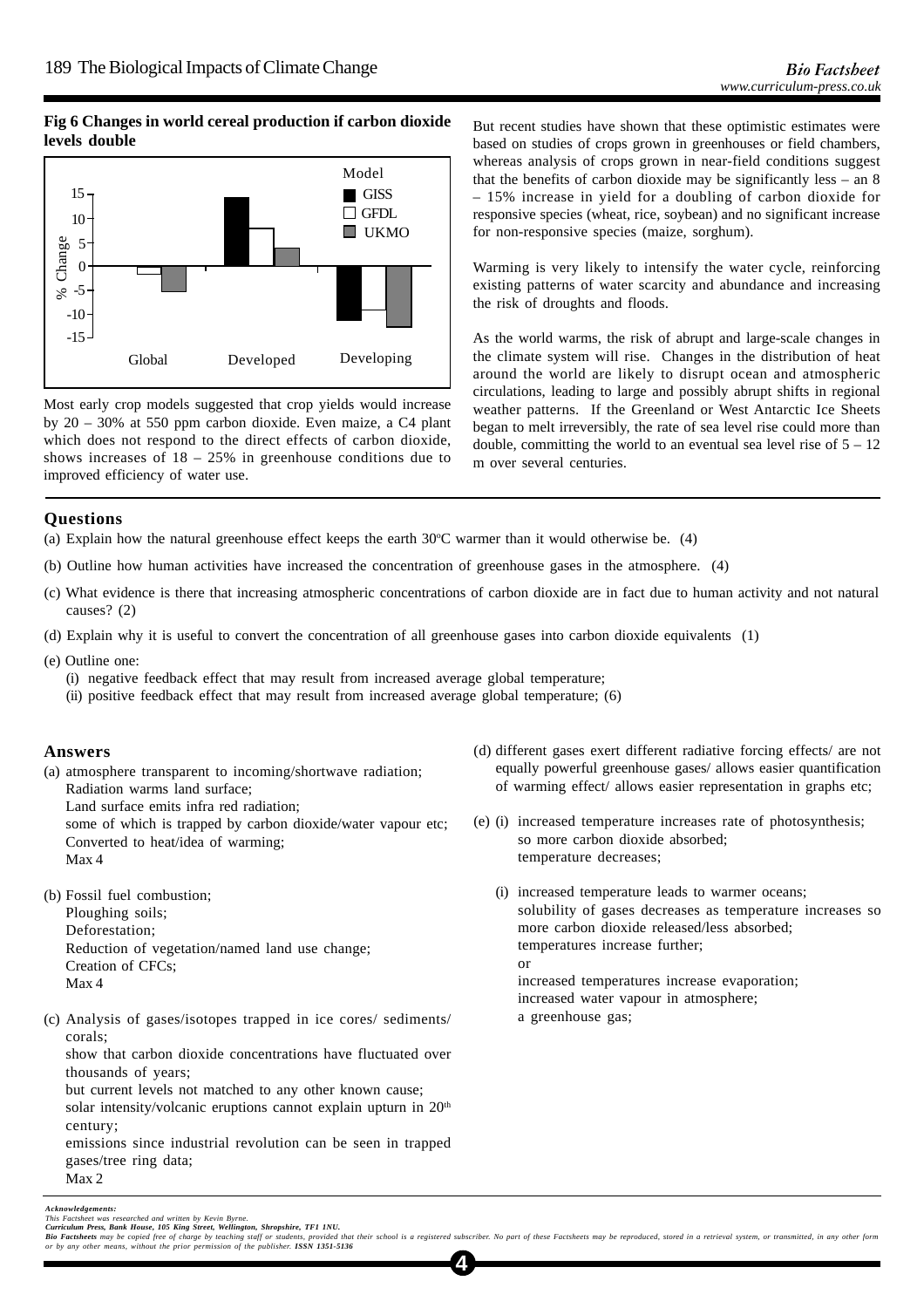**Fig 6 Changes in world cereal production if carbon dioxide levels double**

Model
GISS
GFDL
UKMO
% Change
15
10
5
0
-5
-10
-15
Global
Developed
Developing

Most early crop models suggested that crop yields would increase by 20 – 30% at 550 ppm carbon dioxide. Even maize, a C4 plant which does not respond to the direct effects of carbon dioxide, shows increases of 18 – 25% in greenhouse conditions due to improved efficiency of water use.

But recent studies have shown that these optimistic estimates were based on studies of crops grown in greenhouses or field chambers, whereas analysis of crops grown in near-field conditions suggest that the benefits of carbon dioxide may be significantly less – an 8 – 15% increase in yield for a doubling of carbon dioxide for responsive species (wheat, rice, soybean) and no significant increase for non-responsive species (maize, sorghum).

Warming is very likely to intensify the water cycle, reinforcing existing patterns of water scarcity and abundance and increasing the risk of droughts and floods.

As the world warms, the risk of abrupt and large-scale changes in the climate system will rise. Changes in the distribution of heat around the world are likely to disrupt ocean and atmospheric circulations, leading to large and possibly abrupt shifts in regional weather patterns. If the Greenland or West Antarctic Ice Sheets began to melt irreversibly, the rate of sea level rise could more than double, committing the world to an eventual sea level rise of 5 – 12 m over several centuries.

## Questions

(a) Explain how the natural greenhouse effect keeps the earth 30°C warmer than it would otherwise be. (4)

(b) Outline how human activities have increased the concentration of greenhouse gases in the atmosphere. (4)

(c) What evidence is there that increasing atmospheric concentrations of carbon dioxide are in fact due to human activity and not natural causes? (2)

(d) Explain why it is useful to convert the concentration of all greenhouse gases into carbon dioxide equivalents (1)

(e) Outline one:
   (i) negative feedback effect that may result from increased average global temperature;
   (ii) positive feedback effect that may result from increased average global temperature; (6)

## Answers

(a) atmosphere transparent to incoming/shortwave radiation;
Radiation warms land surface;
Land surface emits infra red radiation;
some of which is trapped by carbon dioxide/water vapour etc;
Converted to heat/idea of warming;
Max 4

(b) Fossil fuel combustion;
Ploughing soils;
Deforestation;
Reduction of vegetation/named land use change;
Creation of CFCs;
Max 4

(c) Analysis of gases/isotopes trapped in ice cores/ sediments/ corals;
show that carbon dioxide concentrations have fluctuated over thousands of years;
but current levels not matched to any other known cause;
solar intensity/volcanic eruptions cannot explain upturn in 20th century;
emissions since industrial revolution can be seen in trapped gases/tree ring data;
Max 2

(d) different gases exert different radiative forcing effects/ are not equally powerful greenhouse gases/ allows easier quantification of warming effect/ allows easier representation in graphs etc;

(e) (i) increased temperature increases rate of photosynthesis;
so more carbon dioxide absorbed;
temperature decreases;

(i) increased temperature leads to warmer oceans;
solubility of gases decreases as temperature increases so more carbon dioxide released/less absorbed;
temperatures increase further;
or
increased temperatures increase evaporation;
increased water vapour in atmosphere;
a greenhouse gas;

*Acknowledgements:*
*This Factsheet was researched and written by Kevin Byrne.*
***Curriculum Press, Bank House, 105 King Street, Wellington, Shropshire, TF1 1NU.***
***Bio Factsheets** may be copied free of charge by teaching staff or students, provided that their school is a registered subscriber. No part of these Factsheets may be reproduced, stored in a retrieval system, or transmitted, in any other form or by any other means, without the prior permission of the publisher. **ISSN 1351-5136***